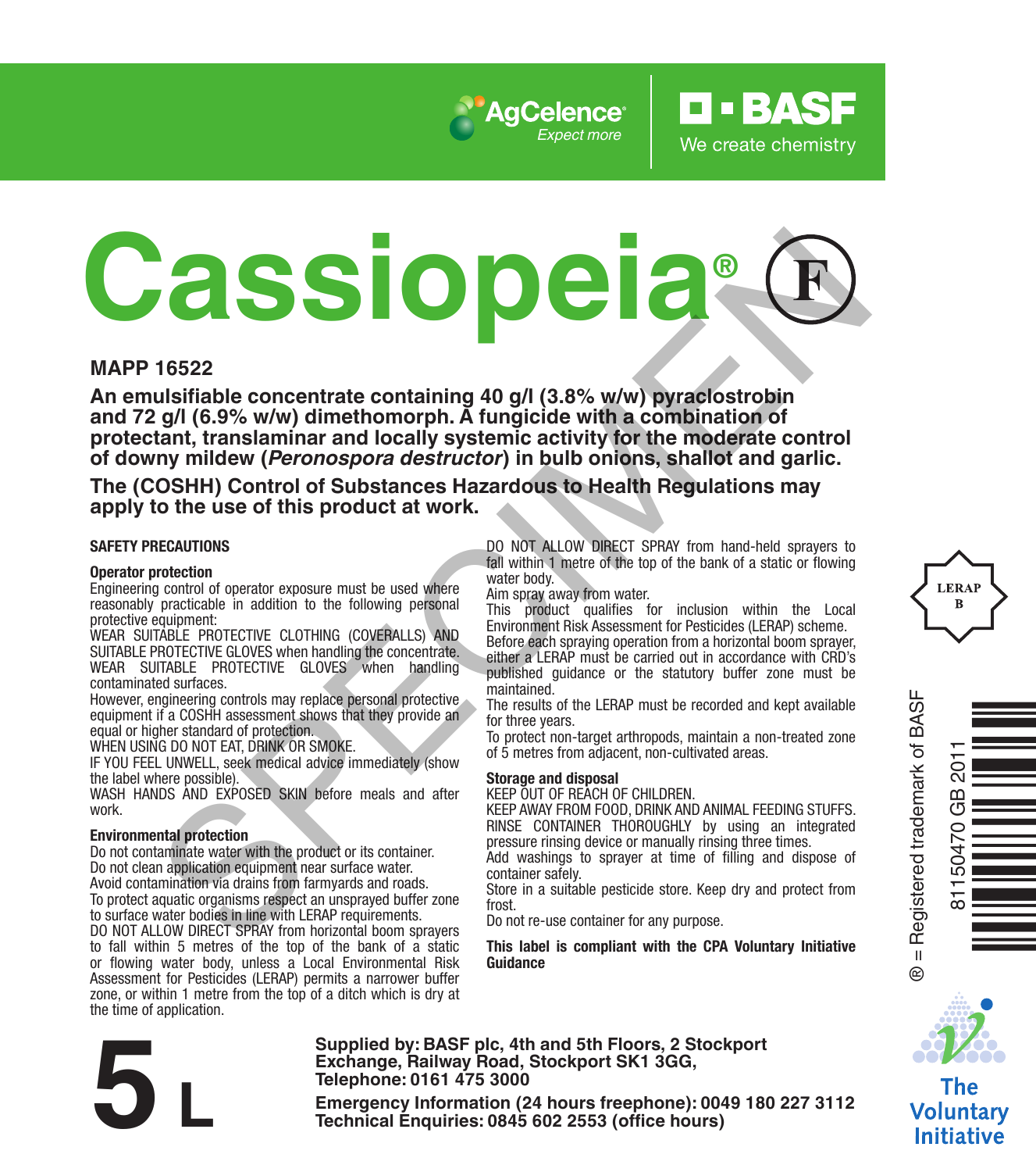AgCelence® Expect more

BASF We create chemistry

# Cassiopeia® (F)

**MAPP 16522**

**An emulsifiable concentrate containing 40 g/l (3.8% w/w) pyraclostrobin and 72 g/l (6.9% w/w) dimethomorph. A fungicide with a combination of protectant, translaminar and locally systemic activity for the moderate control of downy mildew (*Peronospora destructor*) in bulb onions, shallot and garlic.**

**The (COSHH) Control of Substances Hazardous to Health Regulations may apply to the use of this product at work.**

### SAFETY PRECAUTIONS

**Operator protection**

Engineering control of operator exposure must be used where reasonably practicable in addition to the following personal protective equipment:

WEAR SUITABLE PROTECTIVE CLOTHING (COVERALLS) AND SUITABLE PROTECTIVE GLOVES when handling the concentrate.

WEAR SUITABLE PROTECTIVE GLOVES when handling contaminated surfaces.

However, engineering controls may replace personal protective equipment if a COSHH assessment shows that they provide an equal or higher standard of protection.

WHEN USING DO NOT EAT, DRINK OR SMOKE.

IF YOU FEEL UNWELL, seek medical advice immediately (show the label where possible).

WASH HANDS AND EXPOSED SKIN before meals and after work.

**Environmental protection**

Do not contaminate water with the product or its container.

Do not clean application equipment near surface water.

Avoid contamination via drains from farmyards and roads.

To protect aquatic organisms respect an unsprayed buffer zone to surface water bodies in line with LERAP requirements.

DO NOT ALLOW DIRECT SPRAY from horizontal boom sprayers to fall within 5 metres of the top of the bank of a static or flowing water body, unless a Local Environmental Risk Assessment for Pesticides (LERAP) permits a narrower buffer zone, or within 1 metre from the top of a ditch which is dry at the time of application.

DO NOT ALLOW DIRECT SPRAY from hand-held sprayers to fall within 1 metre of the top of the bank of a static or flowing water body.

Aim spray away from water.

This product qualifies for inclusion within the Local Environment Risk Assessment for Pesticides (LERAP) scheme. Before each spraying operation from a horizontal boom sprayer, either a LERAP must be carried out in accordance with CRD's published guidance or the statutory buffer zone must be maintained.

The results of the LERAP must be recorded and kept available for three years.

To protect non-target arthropods, maintain a non-treated zone of 5 metres from adjacent, non-cultivated areas.

**Storage and disposal**

KEEP OUT OF REACH OF CHILDREN.

KEEP AWAY FROM FOOD, DRINK AND ANIMAL FEEDING STUFFS.

RINSE CONTAINER THOROUGHLY by using an integrated pressure rinsing device or manually rinsing three times.

Add washings to sprayer at time of filling and dispose of container safely.

Store in a suitable pesticide store. Keep dry and protect from frost.

Do not re-use container for any purpose.

**This label is compliant with the CPA Voluntary Initiative Guidance**

LERAP B

® = Registered trademark of BASF

81150470 GB 2011

The Voluntary Initiative

# 5 L

**Supplied by: BASF plc, 4th and 5th Floors, 2 Stockport Exchange, Railway Road, Stockport SK1 3GG, Telephone: 0161 475 3000**

**Emergency Information (24 hours freephone): 0049 180 227 3112**
**Technical Enquiries: 0845 602 2553 (office hours)**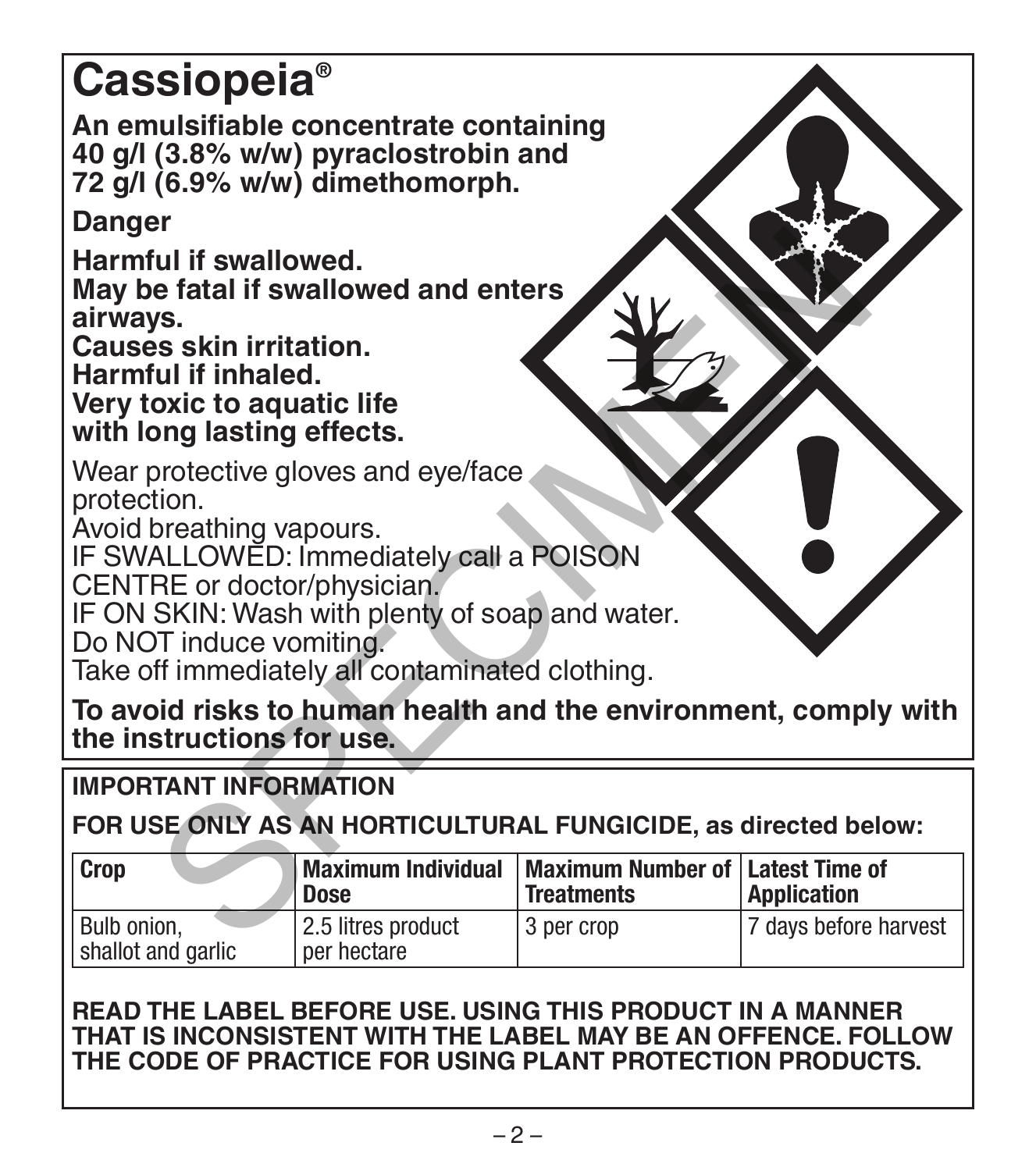# Cassiopeia®

**An emulsifiable concentrate containing 40 g/l (3.8% w/w) pyraclostrobin and 72 g/l (6.9% w/w) dimethomorph.**

**Danger**

**Harmful if swallowed.**
**May be fatal if swallowed and enters airways.**
**Causes skin irritation.**
**Harmful if inhaled.**
**Very toxic to aquatic life with long lasting effects.**

Wear protective gloves and eye/face protection.
Avoid breathing vapours.
IF SWALLOWED: Immediately call a POISON CENTRE or doctor/physician.
IF ON SKIN: Wash with plenty of soap and water.
Do NOT induce vomiting.
Take off immediately all contaminated clothing.

**To avoid risks to human health and the environment, comply with the instructions for use.**

**IMPORTANT INFORMATION**

**FOR USE ONLY AS AN HORTICULTURAL FUNGICIDE, as directed below:**

| Crop | Maximum Individual Dose | Maximum Number of Treatments | Latest Time of Application |
|---|---|---|---|
| Bulb onion, shallot and garlic | 2.5 litres product per hectare | 3 per crop | 7 days before harvest |

**READ THE LABEL BEFORE USE. USING THIS PRODUCT IN A MANNER THAT IS INCONSISTENT WITH THE LABEL MAY BE AN OFFENCE. FOLLOW THE CODE OF PRACTICE FOR USING PLANT PROTECTION PRODUCTS.**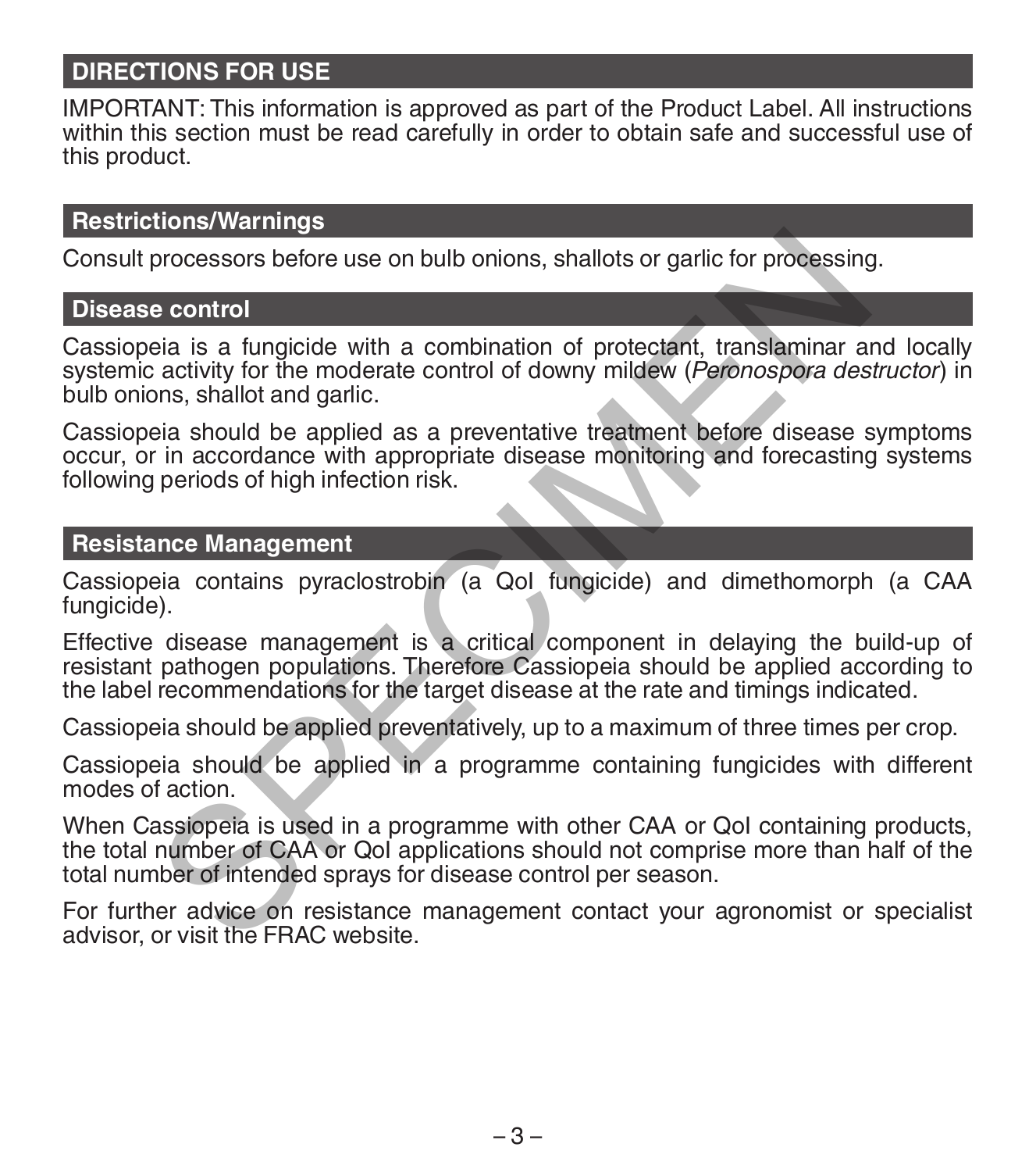## DIRECTIONS FOR USE

IMPORTANT: This information is approved as part of the Product Label. All instructions within this section must be read carefully in order to obtain safe and successful use of this product.

### Restrictions/Warnings

Consult processors before use on bulb onions, shallots or garlic for processing.

### Disease control

Cassiopeia is a fungicide with a combination of protectant, translaminar and locally systemic activity for the moderate control of downy mildew (*Peronospora destructor*) in bulb onions, shallot and garlic.

Cassiopeia should be applied as a preventative treatment before disease symptoms occur, or in accordance with appropriate disease monitoring and forecasting systems following periods of high infection risk.

### Resistance Management

Cassiopeia contains pyraclostrobin (a QoI fungicide) and dimethomorph (a CAA fungicide).

Effective disease management is a critical component in delaying the build-up of resistant pathogen populations. Therefore Cassiopeia should be applied according to the label recommendations for the target disease at the rate and timings indicated.

Cassiopeia should be applied preventatively, up to a maximum of three times per crop.

Cassiopeia should be applied in a programme containing fungicides with different modes of action.

When Cassiopeia is used in a programme with other CAA or QoI containing products, the total number of CAA or QoI applications should not comprise more than half of the total number of intended sprays for disease control per season.

For further advice on resistance management contact your agronomist or specialist advisor, or visit the FRAC website.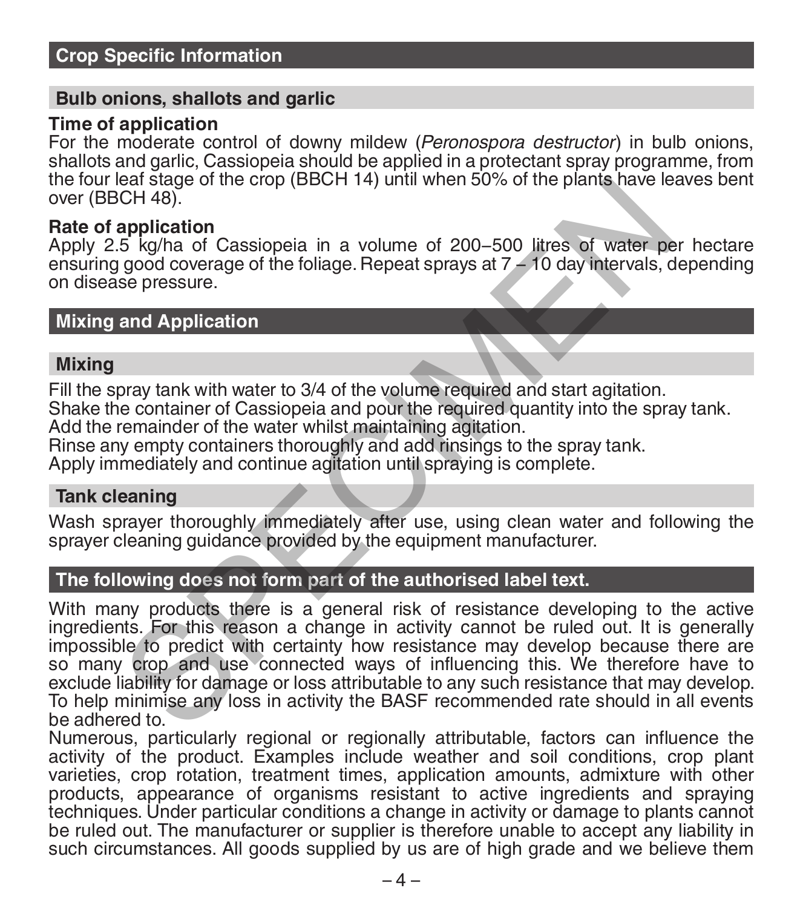## Crop Specific Information

### Bulb onions, shallots and garlic

**Time of application**

For the moderate control of downy mildew (*Peronospora destructor*) in bulb onions, shallots and garlic, Cassiopeia should be applied in a protectant spray programme, from the four leaf stage of the crop (BBCH 14) until when 50% of the plants have leaves bent over (BBCH 48).

**Rate of application**

Apply 2.5 kg/ha of Cassiopeia in a volume of 200–500 litres of water per hectare ensuring good coverage of the foliage. Repeat sprays at 7 – 10 day intervals, depending on disease pressure.

## Mixing and Application

### Mixing

Fill the spray tank with water to 3/4 of the volume required and start agitation.
Shake the container of Cassiopeia and pour the required quantity into the spray tank.
Add the remainder of the water whilst maintaining agitation.
Rinse any empty containers thoroughly and add rinsings to the spray tank.
Apply immediately and continue agitation until spraying is complete.

### Tank cleaning

Wash sprayer thoroughly immediately after use, using clean water and following the sprayer cleaning guidance provided by the equipment manufacturer.

## The following does not form part of the authorised label text.

With many products there is a general risk of resistance developing to the active ingredients. For this reason a change in activity cannot be ruled out. It is generally impossible to predict with certainty how resistance may develop because there are so many crop and use connected ways of influencing this. We therefore have to exclude liability for damage or loss attributable to any such resistance that may develop. To help minimise any loss in activity the BASF recommended rate should in all events be adhered to.

Numerous, particularly regional or regionally attributable, factors can influence the activity of the product. Examples include weather and soil conditions, crop plant varieties, crop rotation, treatment times, application amounts, admixture with other products, appearance of organisms resistant to active ingredients and spraying techniques. Under particular conditions a change in activity or damage to plants cannot be ruled out. The manufacturer or supplier is therefore unable to accept any liability in such circumstances. All goods supplied by us are of high grade and we believe them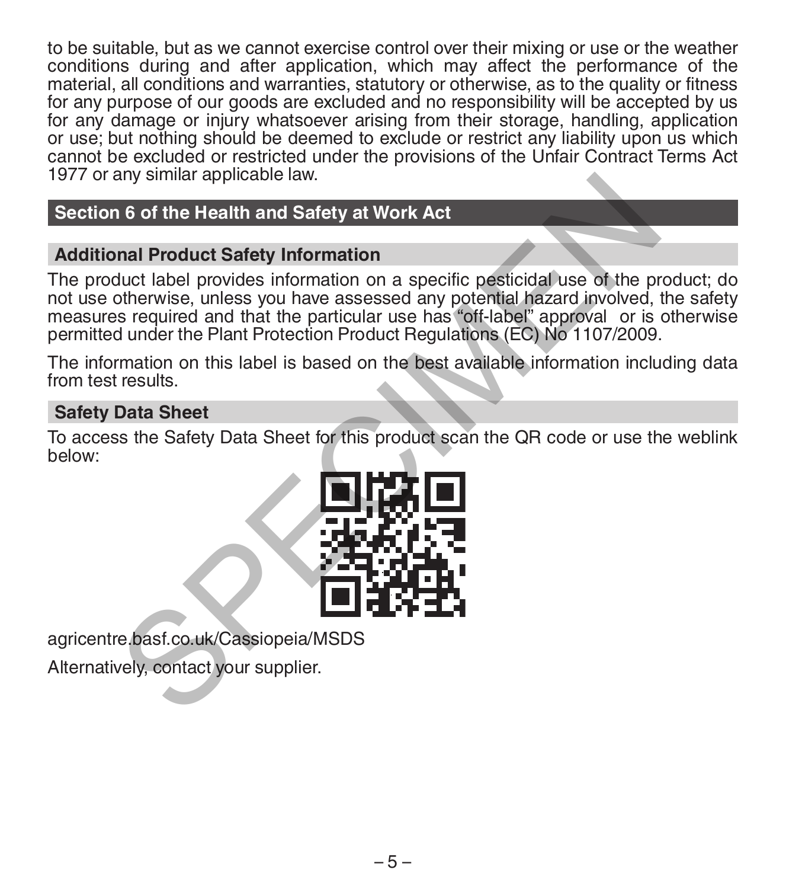to be suitable, but as we cannot exercise control over their mixing or use or the weather conditions during and after application, which may affect the performance of the material, all conditions and warranties, statutory or otherwise, as to the quality or fitness for any purpose of our goods are excluded and no responsibility will be accepted by us for any damage or injury whatsoever arising from their storage, handling, application or use; but nothing should be deemed to exclude or restrict any liability upon us which cannot be excluded or restricted under the provisions of the Unfair Contract Terms Act 1977 or any similar applicable law.

## Section 6 of the Health and Safety at Work Act

### Additional Product Safety Information

The product label provides information on a specific pesticidal use of the product; do not use otherwise, unless you have assessed any potential hazard involved, the safety measures required and that the particular use has "off-label" approval or is otherwise permitted under the Plant Protection Product Regulations (EC) No 1107/2009.

The information on this label is based on the best available information including data from test results.

### Safety Data Sheet

To access the Safety Data Sheet for this product scan the QR code or use the weblink below:

agricentre.basf.co.uk/Cassiopeia/MSDS

Alternatively, contact your supplier.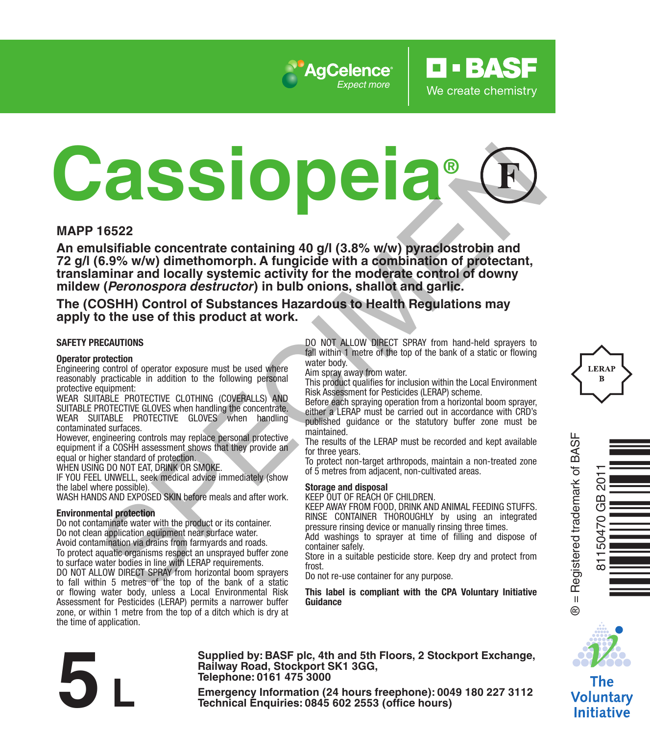AgCelence® Expect more

BASF We create chemistry

# Cassiopeia® (F)

**MAPP 16522**

**An emulsifiable concentrate containing 40 g/l (3.8% w/w) pyraclostrobin and 72 g/l (6.9% w/w) dimethomorph. A fungicide with a combination of protectant, translaminar and locally systemic activity for the moderate control of downy mildew (*Peronospora destructor*) in bulb onions, shallot and garlic.**

**The (COSHH) Control of Substances Hazardous to Health Regulations may apply to the use of this product at work.**

### SAFETY PRECAUTIONS

**Operator protection**

Engineering control of operator exposure must be used where reasonably practicable in addition to the following personal protective equipment:

WEAR SUITABLE PROTECTIVE CLOTHING (COVERALLS) AND SUITABLE PROTECTIVE GLOVES when handling the concentrate.

WEAR SUITABLE PROTECTIVE GLOVES when handling contaminated surfaces.

However, engineering controls may replace personal protective equipment if a COSHH assessment shows that they provide an equal or higher standard of protection.

WHEN USING DO NOT EAT, DRINK OR SMOKE.

IF YOU FEEL UNWELL, seek medical advice immediately (show the label where possible).

WASH HANDS AND EXPOSED SKIN before meals and after work.

**Environmental protection**

Do not contaminate water with the product or its container.

Do not clean application equipment near surface water.

Avoid contamination via drains from farmyards and roads.

To protect aquatic organisms respect an unsprayed buffer zone to surface water bodies in line with LERAP requirements.

DO NOT ALLOW DIRECT SPRAY from horizontal boom sprayers to fall within 5 metres of the top of the bank of a static or flowing water body, unless a Local Environmental Risk Assessment for Pesticides (LERAP) permits a narrower buffer zone, or within 1 metre from the top of a ditch which is dry at the time of application.

DO NOT ALLOW DIRECT SPRAY from hand-held sprayers to fall within 1 metre of the top of the bank of a static or flowing water body.

Aim spray away from water.

This product qualifies for inclusion within the Local Environment Risk Assessment for Pesticides (LERAP) scheme.

Before each spraying operation from a horizontal boom sprayer, either a LERAP must be carried out in accordance with CRD's published guidance or the statutory buffer zone must be maintained.

The results of the LERAP must be recorded and kept available for three years.

To protect non-target arthropods, maintain a non-treated zone of 5 metres from adjacent, non-cultivated areas.

**Storage and disposal**

KEEP OUT OF REACH OF CHILDREN.

KEEP AWAY FROM FOOD, DRINK AND ANIMAL FEEDING STUFFS.

RINSE CONTAINER THOROUGHLY by using an integrated pressure rinsing device or manually rinsing three times.

Add washings to sprayer at time of filling and dispose of container safely.

Store in a suitable pesticide store. Keep dry and protect from frost.

Do not re-use container for any purpose.

**This label is compliant with the CPA Voluntary Initiative Guidance**

LERAP B

® = Registered trademark of BASF

81150470 GB 2011

The Voluntary Initiative

# 5 L

**Supplied by: BASF plc, 4th and 5th Floors, 2 Stockport Exchange, Railway Road, Stockport SK1 3GG, Telephone: 0161 475 3000**

**Emergency Information (24 hours freephone): 0049 180 227 3112**
**Technical Enquiries: 0845 602 2553 (office hours)**